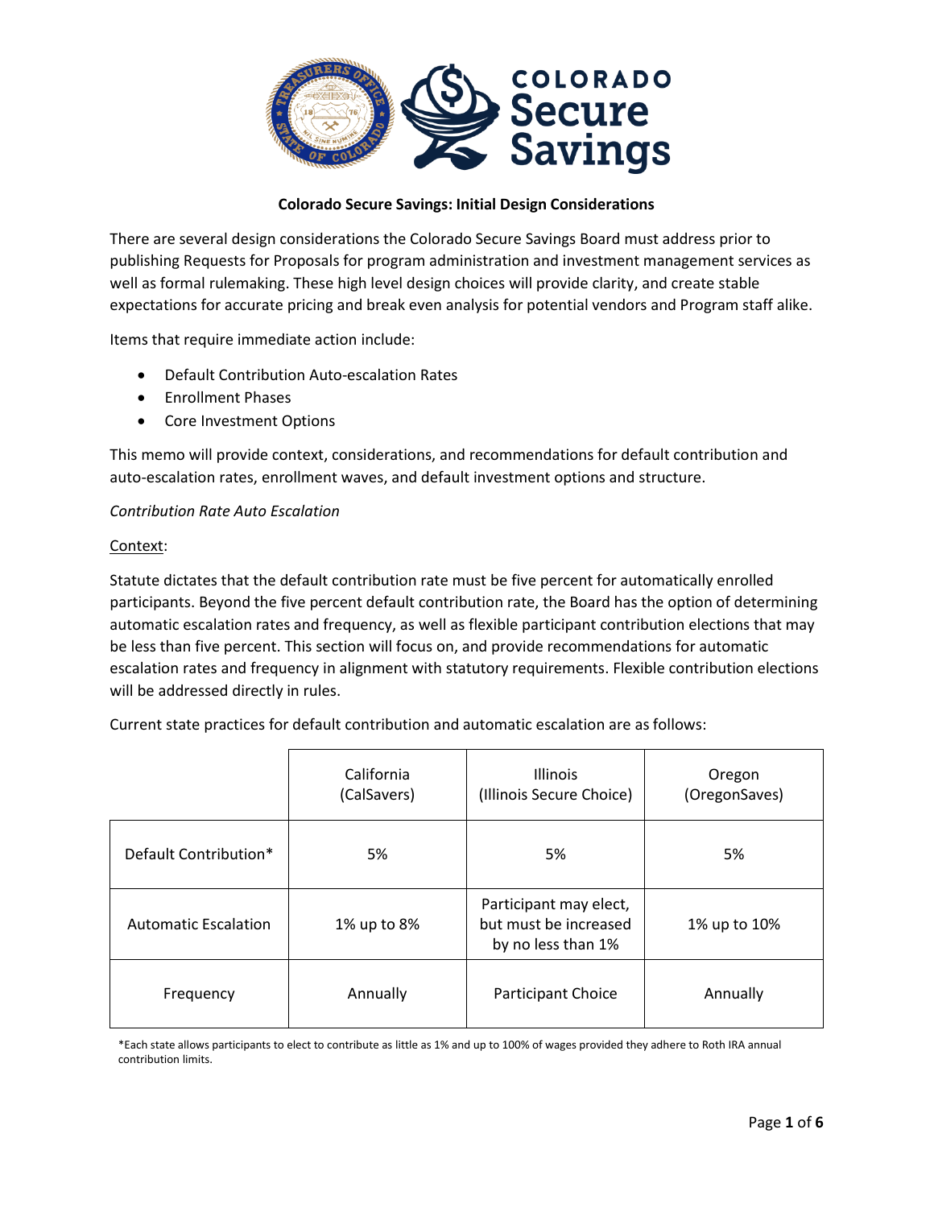**Colorado Secure Savings: Initial Design Considerations**

There are several design considerations the Colorado Secure Savings Board must address prior to publishing Requests for Proposals for program administration and investment management services as well as formal rulemaking. These high level design choices will provide clarity, and create stable expectations for accurate pricing and break even analysis for potential vendors and Program staff alike.

Items that require immediate action include:

- Default Contribution Auto-escalation Rates
- Enrollment Phases
- Core Investment Options

This memo will provide context, considerations, and recommendations for default contribution and auto-escalation rates, enrollment waves, and default investment options and structure.

*Contribution Rate Auto Escalation*

Context:

Statute dictates that the default contribution rate must be five percent for automatically enrolled participants. Beyond the five percent default contribution rate, the Board has the option of determining automatic escalation rates and frequency, as well as flexible participant contribution elections that may be less than five percent. This section will focus on, and provide recommendations for automatic escalation rates and frequency in alignment with statutory requirements. Flexible contribution elections will be addressed directly in rules.

Current state practices for default contribution and automatic escalation are as follows:

| | California (CalSavers) | Illinois (Illinois Secure Choice) | Oregon (OregonSaves) |
|---|---|---|---|
| Default Contribution* | 5% | 5% | 5% |
| Automatic Escalation | 1% up to 8% | Participant may elect, but must be increased by no less than 1% | 1% up to 10% |
| Frequency | Annually | Participant Choice | Annually |

*Each state allows participants to elect to contribute as little as 1% and up to 100% of wages provided they adhere to Roth IRA annual contribution limits.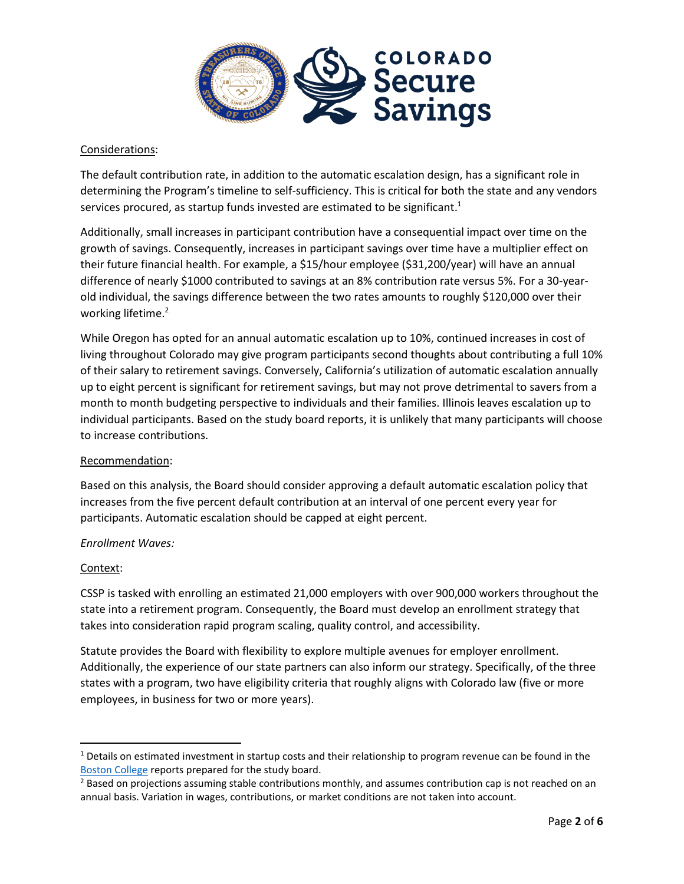Considerations:

The default contribution rate, in addition to the automatic escalation design, has a significant role in determining the Program's timeline to self-sufficiency. This is critical for both the state and any vendors services procured, as startup funds invested are estimated to be significant.[1]

Additionally, small increases in participant contribution have a consequential impact over time on the growth of savings. Consequently, increases in participant savings over time have a multiplier effect on their future financial health. For example, a $15/hour employee ($31,200/year) will have an annual difference of nearly $1000 contributed to savings at an 8% contribution rate versus 5%. For a 30-year-old individual, the savings difference between the two rates amounts to roughly $120,000 over their working lifetime.[2]

While Oregon has opted for an annual automatic escalation up to 10%, continued increases in cost of living throughout Colorado may give program participants second thoughts about contributing a full 10% of their salary to retirement savings. Conversely, California's utilization of automatic escalation annually up to eight percent is significant for retirement savings, but may not prove detrimental to savers from a month to month budgeting perspective to individuals and their families. Illinois leaves escalation up to individual participants. Based on the study board reports, it is unlikely that many participants will choose to increase contributions.

Recommendation:

Based on this analysis, the Board should consider approving a default automatic escalation policy that increases from the five percent default contribution at an interval of one percent every year for participants. Automatic escalation should be capped at eight percent.

*Enrollment Waves:*

Context:

CSSP is tasked with enrolling an estimated 21,000 employers with over 900,000 workers throughout the state into a retirement program. Consequently, the Board must develop an enrollment strategy that takes into consideration rapid program scaling, quality control, and accessibility.

Statute provides the Board with flexibility to explore multiple avenues for employer enrollment. Additionally, the experience of our state partners can also inform our strategy. Specifically, of the three states with a program, two have eligibility criteria that roughly aligns with Colorado law (five or more employees, in business for two or more years).

---

[1] Details on estimated investment in startup costs and their relationship to program revenue can be found in the Boston College reports prepared for the study board.

[2] Based on projections assuming stable contributions monthly, and assumes contribution cap is not reached on an annual basis. Variation in wages, contributions, or market conditions are not taken into account.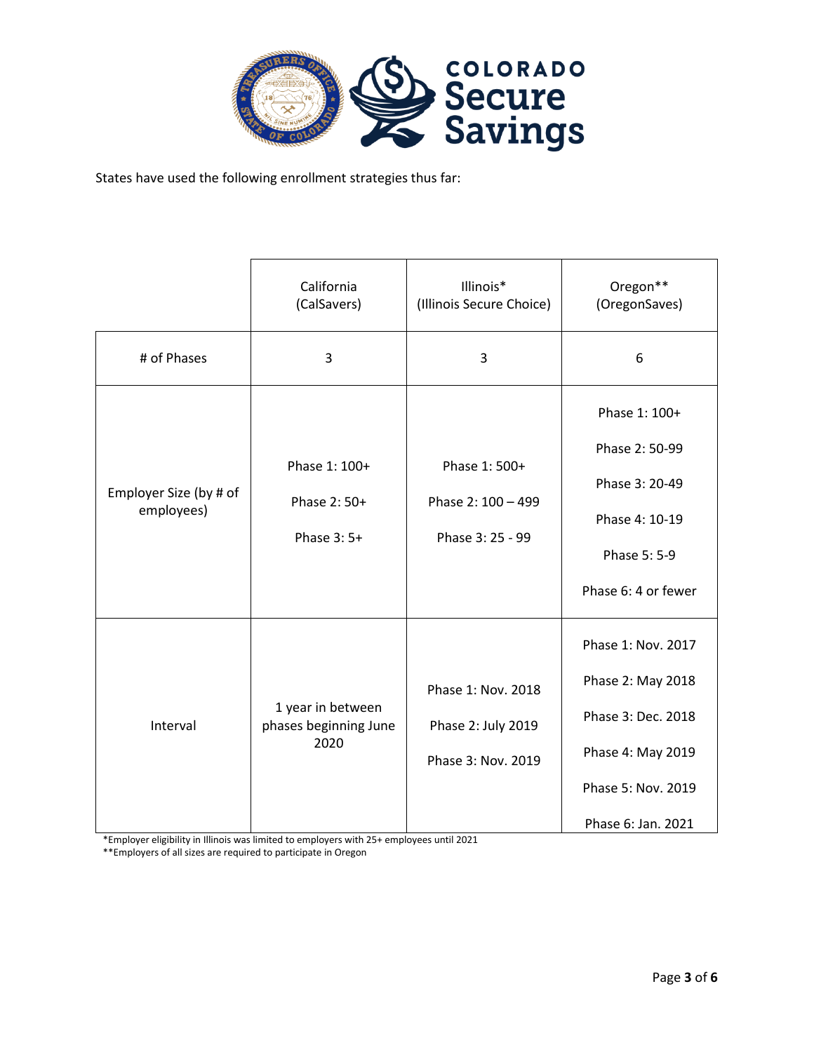States have used the following enrollment strategies thus far:

| | California (CalSavers) | Illinois* (Illinois Secure Choice) | Oregon** (OregonSaves) |
|---|---|---|---|
| # of Phases | 3 | 3 | 6 |
| Employer Size (by # of employees) | Phase 1: 100+<br>Phase 2: 50+<br>Phase 3: 5+ | Phase 1: 500+<br>Phase 2: 100 – 499<br>Phase 3: 25 - 99 | Phase 1: 100+<br>Phase 2: 50-99<br>Phase 3: 20-49<br>Phase 4: 10-19<br>Phase 5: 5-9<br>Phase 6: 4 or fewer |
| Interval | 1 year in between phases beginning June 2020 | Phase 1: Nov. 2018<br>Phase 2: July 2019<br>Phase 3: Nov. 2019 | Phase 1: Nov. 2017<br>Phase 2: May 2018<br>Phase 3: Dec. 2018<br>Phase 4: May 2019<br>Phase 5: Nov. 2019<br>Phase 6: Jan. 2021 |

*Employer eligibility in Illinois was limited to employers with 25+ employees until 2021

**Employers of all sizes are required to participate in Oregon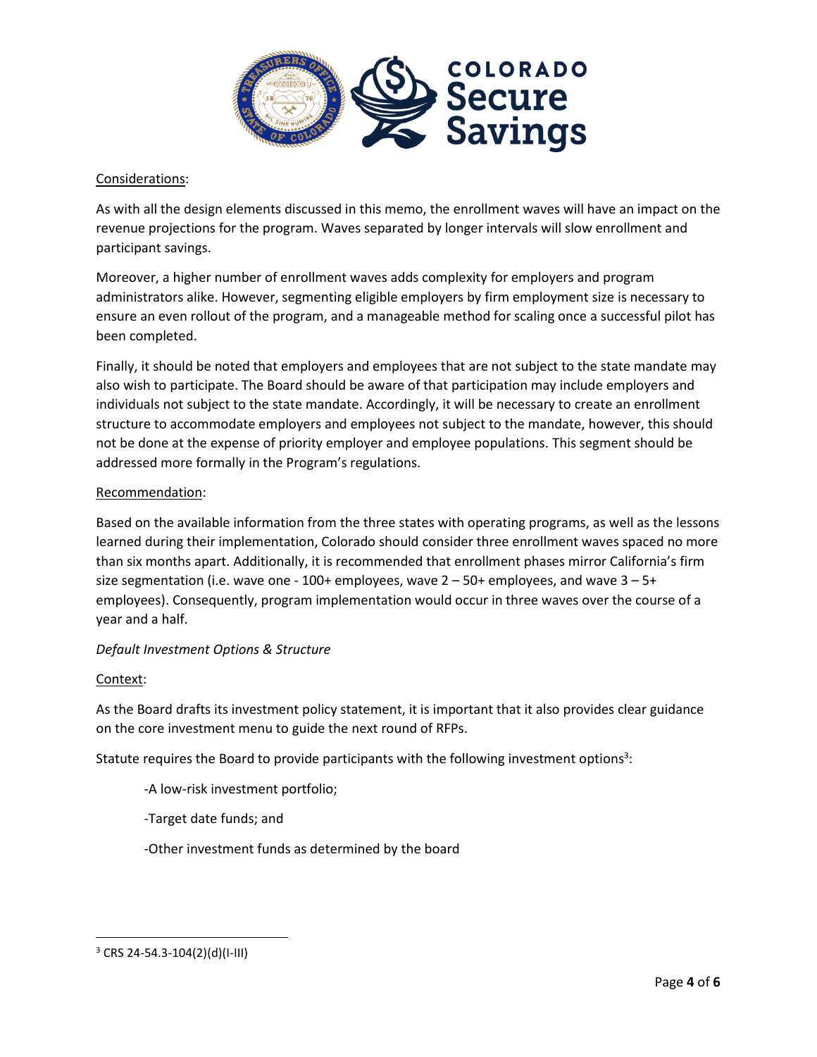Considerations:

As with all the design elements discussed in this memo, the enrollment waves will have an impact on the revenue projections for the program. Waves separated by longer intervals will slow enrollment and participant savings.

Moreover, a higher number of enrollment waves adds complexity for employers and program administrators alike. However, segmenting eligible employers by firm employment size is necessary to ensure an even rollout of the program, and a manageable method for scaling once a successful pilot has been completed.

Finally, it should be noted that employers and employees that are not subject to the state mandate may also wish to participate. The Board should be aware of that participation may include employers and individuals not subject to the state mandate. Accordingly, it will be necessary to create an enrollment structure to accommodate employers and employees not subject to the mandate, however, this should not be done at the expense of priority employer and employee populations. This segment should be addressed more formally in the Program's regulations.

Recommendation:

Based on the available information from the three states with operating programs, as well as the lessons learned during their implementation, Colorado should consider three enrollment waves spaced no more than six months apart. Additionally, it is recommended that enrollment phases mirror California's firm size segmentation (i.e. wave one - 100+ employees, wave 2 – 50+ employees, and wave 3 – 5+ employees). Consequently, program implementation would occur in three waves over the course of a year and a half.

*Default Investment Options & Structure*

Context:

As the Board drafts its investment policy statement, it is important that it also provides clear guidance on the core investment menu to guide the next round of RFPs.

Statute requires the Board to provide participants with the following investment options[3]:

-A low-risk investment portfolio;

-Target date funds; and

-Other investment funds as determined by the board

[3] CRS 24-54.3-104(2)(d)(I-III)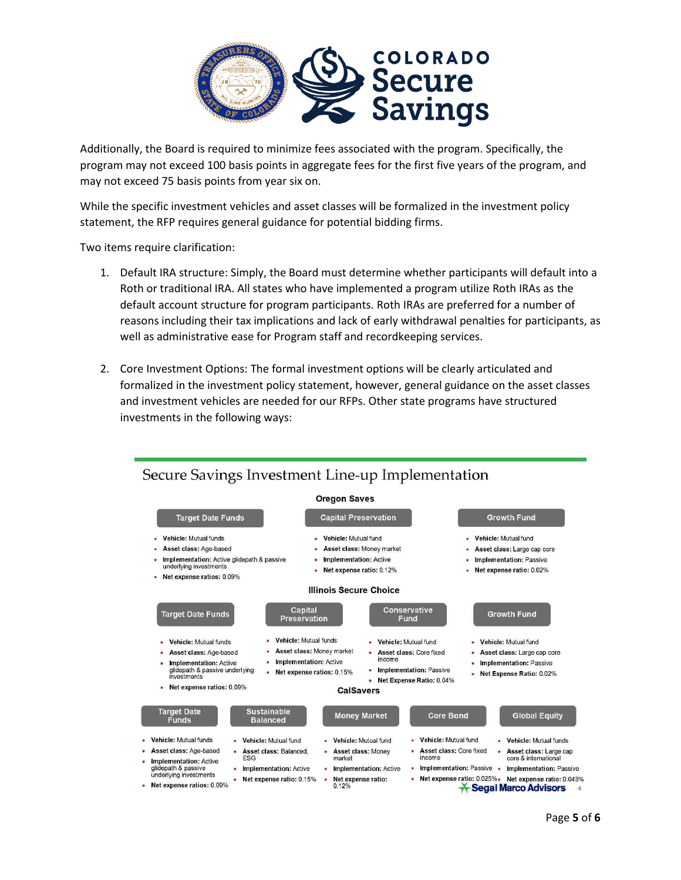Additionally, the Board is required to minimize fees associated with the program. Specifically, the program may not exceed 100 basis points in aggregate fees for the first five years of the program, and may not exceed 75 basis points from year six on.

While the specific investment vehicles and asset classes will be formalized in the investment policy statement, the RFP requires general guidance for potential bidding firms.

Two items require clarification:

1. Default IRA structure: Simply, the Board must determine whether participants will default into a Roth or traditional IRA. All states who have implemented a program utilize Roth IRAs as the default account structure for program participants. Roth IRAs are preferred for a number of reasons including their tax implications and lack of early withdrawal penalties for participants, as well as administrative ease for Program staff and recordkeeping services.

2. Core Investment Options: The formal investment options will be clearly articulated and formalized in the investment policy statement, however, general guidance on the asset classes and investment vehicles are needed for our RFPs. Other state programs have structured investments in the following ways:

## Secure Savings Investment Line-up Implementation

### Oregon Saves

**Target Date Funds**
- **Vehicle:** Mutual funds
- **Asset class:** Age-based
- **Implementation:** Active glidepath & passive underlying investments
- **Net expense ratios:** 0.09%

**Capital Preservation**
- **Vehicle:** Mutual fund
- **Asset class:** Money market
- **Implementation:** Active
- **Net expense ratio:** 0.12%

**Growth Fund**
- **Vehicle:** Mutual fund
- **Asset class:** Large cap core
- **Implementation:** Passive
- **Net expense ratio:** 0.02%

### Illinois Secure Choice

**Target Date Funds**
- **Vehicle:** Mutual funds
- **Asset class:** Age-based
- **Implementation:** Active glidepath & passive underlying investments
- **Net expense ratios:** 0.09%

**Capital Preservation**
- **Vehicle:** Mutual funds
- **Asset class:** Money market
- **Implementation:** Active
- **Net expense ratios:** 0.15%

**Conservative Fund**
- **Vehicle:** Mutual fund
- **Asset class:** Core fixed income
- **Implementation:** Passive
- **Net Expense Ratio:** 0.04%

**Growth Fund**
- **Vehicle:** Mutual fund
- **Asset class:** Large cap core
- **Implementation:** Passive
- **Net Expense Ratio:** 0.02%

### CalSavers

**Target Date Funds**
- **Vehicle:** Mutual funds
- **Asset class:** Age-based
- **Implementation:** Active glidepath & passive underlying investments
- **Net expense ratios:** 0.09%

**Sustainable Balanced**
- **Vehicle:** Mutual fund
- **Asset class:** Balanced, ESG
- **Implementation:** Active
- **Net expense ratio:** 0.15%

**Money Market**
- **Vehicle:** Mutual fund
- **Asset class:** Money market
- **Implementation:** Active
- **Net expense ratio:** 0.12%

**Core Bond**
- **Vehicle:** Mutual fund
- **Asset class:** Core fixed income
- **Implementation:** Passive
- **Net expense ratio:** 0.025%

**Global Equity**
- **Vehicle:** Mutual funds
- **Asset class:** Large cap core & international
- **Implementation:** Passive
- **Net expense ratio:** 0.043%

Segal Marco Advisors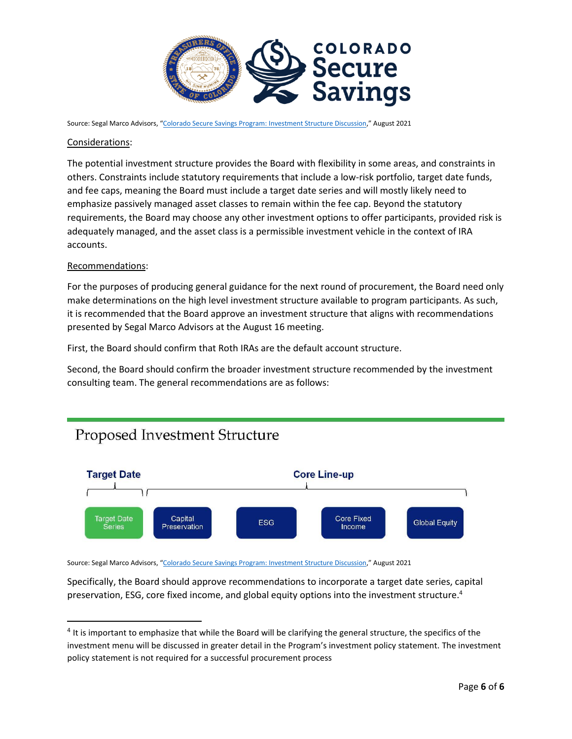Source: Segal Marco Advisors, "Colorado Secure Savings Program: Investment Structure Discussion," August 2021

Considerations:

The potential investment structure provides the Board with flexibility in some areas, and constraints in others. Constraints include statutory requirements that include a low-risk portfolio, target date funds, and fee caps, meaning the Board must include a target date series and will mostly likely need to emphasize passively managed asset classes to remain within the fee cap. Beyond the statutory requirements, the Board may choose any other investment options to offer participants, provided risk is adequately managed, and the asset class is a permissible investment vehicle in the context of IRA accounts.

Recommendations:

For the purposes of producing general guidance for the next round of procurement, the Board need only make determinations on the high level investment structure available to program participants. As such, it is recommended that the Board approve an investment structure that aligns with recommendations presented by Segal Marco Advisors at the August 16 meeting.

First, the Board should confirm that Roth IRAs are the default account structure.

Second, the Board should confirm the broader investment structure recommended by the investment consulting team. The general recommendations are as follows:

Proposed Investment Structure

Target Date

Core Line-up

Target Date Series

Capital Preservation

ESG

Core Fixed Income

Global Equity

Source: Segal Marco Advisors, "Colorado Secure Savings Program: Investment Structure Discussion," August 2021

Specifically, the Board should approve recommendations to incorporate a target date series, capital preservation, ESG, core fixed income, and global equity options into the investment structure.[4]

[4] It is important to emphasize that while the Board will be clarifying the general structure, the specifics of the investment menu will be discussed in greater detail in the Program's investment policy statement. The investment policy statement is not required for a successful procurement process